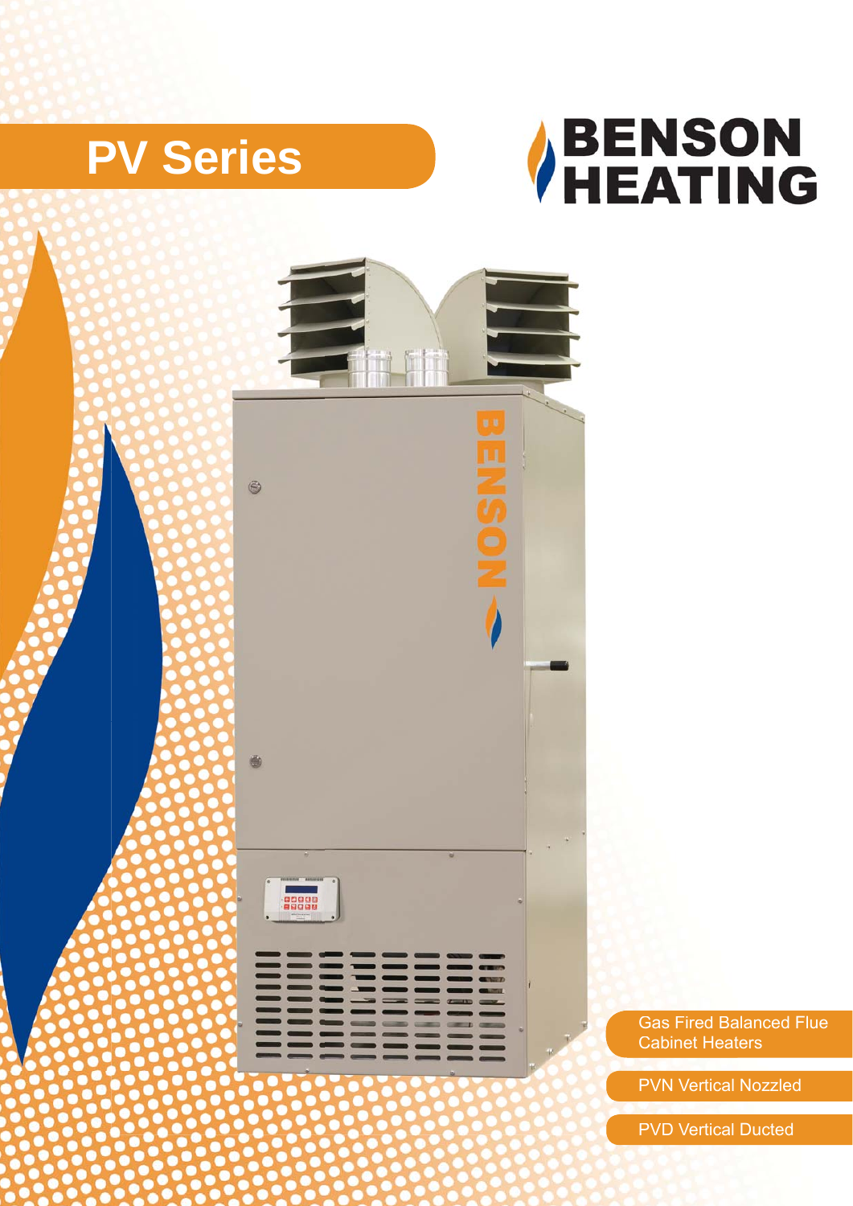# PV Series

BENSON HEATING

Gas Fired Balanced Flue Cabinet Heaters

PVN Vertical Nozzled

PVD Vertical Ducted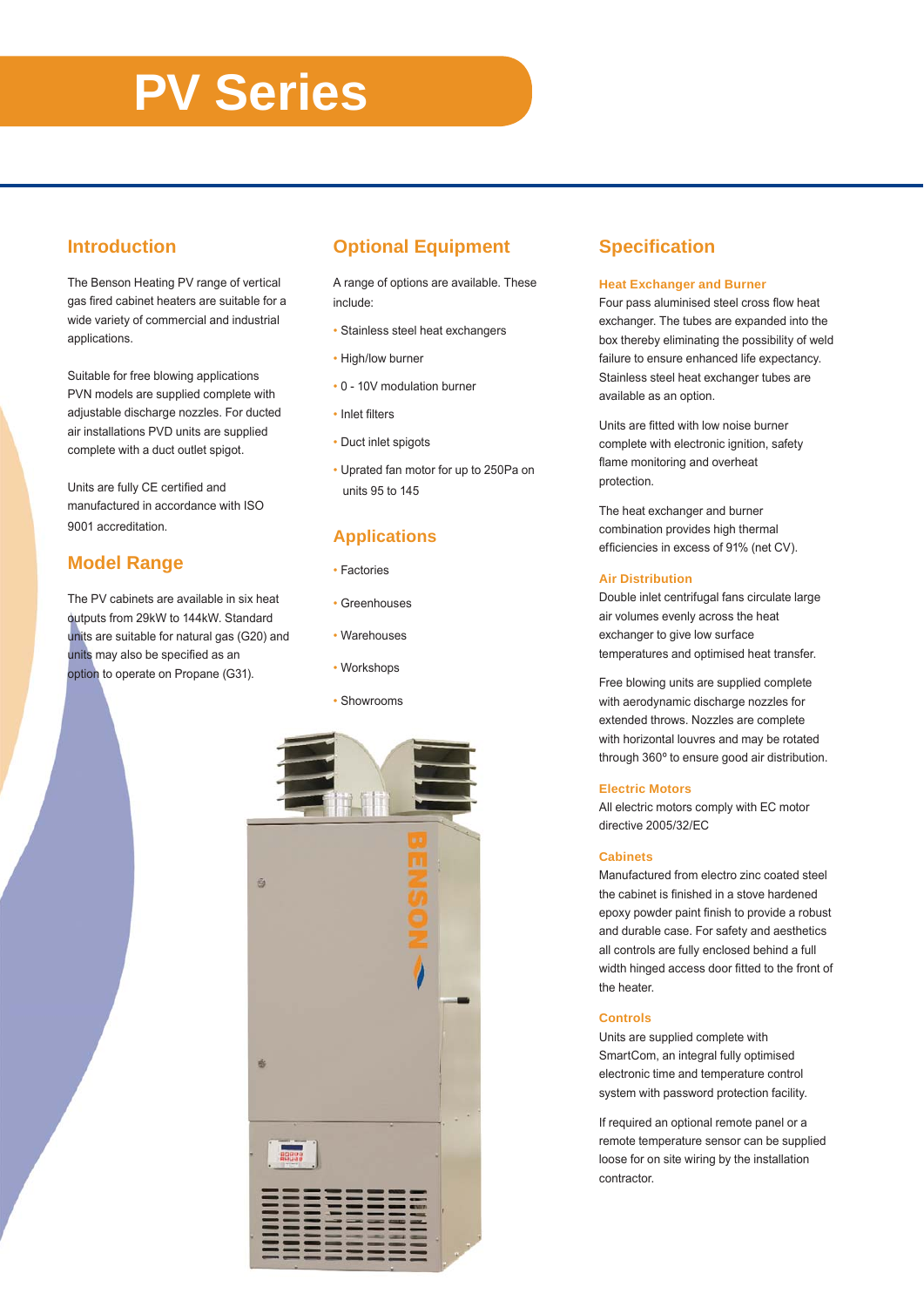# PV Series

## Introduction

The Benson Heating PV range of vertical gas fired cabinet heaters are suitable for a wide variety of commercial and industrial applications.

Suitable for free blowing applications PVN models are supplied complete with adjustable discharge nozzles. For ducted air installations PVD units are supplied complete with a duct outlet spigot.

Units are fully CE certified and manufactured in accordance with ISO 9001 accreditation.

## Model Range

The PV cabinets are available in six heat outputs from 29kW to 144kW. Standard units are suitable for natural gas (G20) and units may also be specified as an option to operate on Propane (G31).

## Optional Equipment

A range of options are available. These include:

- Stainless steel heat exchangers
- High/low burner
- 0 - 10V modulation burner
- Inlet filters
- Duct inlet spigots
- Uprated fan motor for up to 250Pa on units 95 to 145

## Applications

- Factories
- Greenhouses
- Warehouses
- Workshops
- Showrooms

## Specification

### Heat Exchanger and Burner

Four pass aluminised steel cross flow heat exchanger. The tubes are expanded into the box thereby eliminating the possibility of weld failure to ensure enhanced life expectancy. Stainless steel heat exchanger tubes are available as an option.

Units are fitted with low noise burner complete with electronic ignition, safety flame monitoring and overheat protection.

The heat exchanger and burner combination provides high thermal efficiencies in excess of 91% (net CV).

### Air Distribution

Double inlet centrifugal fans circulate large air volumes evenly across the heat exchanger to give low surface temperatures and optimised heat transfer.

Free blowing units are supplied complete with aerodynamic discharge nozzles for extended throws. Nozzles are complete with horizontal louvres and may be rotated through 360º to ensure good air distribution.

### Electric Motors

All electric motors comply with EC motor directive 2005/32/EC

### Cabinets

Manufactured from electro zinc coated steel the cabinet is finished in a stove hardened epoxy powder paint finish to provide a robust and durable case. For safety and aesthetics all controls are fully enclosed behind a full width hinged access door fitted to the front of the heater.

### Controls

Units are supplied complete with SmartCom, an integral fully optimised electronic time and temperature control system with password protection facility.

If required an optional remote panel or a remote temperature sensor can be supplied loose for on site wiring by the installation contractor.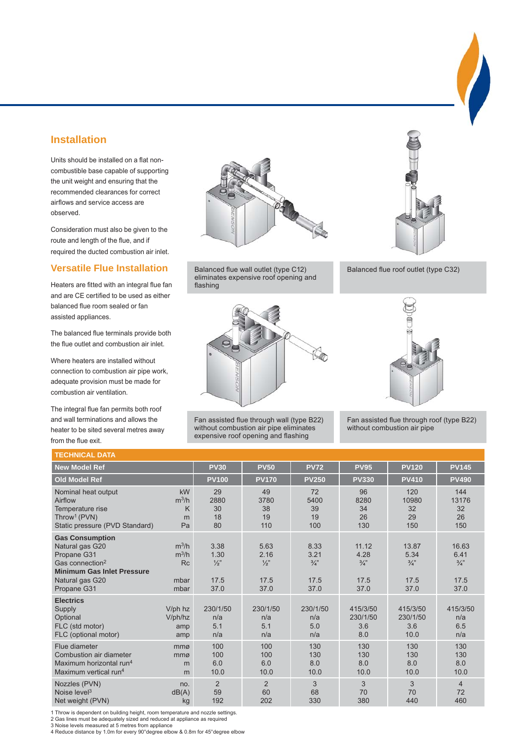## Installation

Units should be installed on a flat non-combustible base capable of supporting the unit weight and ensuring that the recommended clearances for correct airflows and service access are observed.

Consideration must also be given to the route and length of the flue, and if required the ducted combustion air inlet.

## Versatile Flue Installation

Heaters are fitted with an integral flue fan and are CE certified to be used as either balanced flue room sealed or fan assisted appliances.

The balanced flue terminals provide both the flue outlet and combustion air inlet.

Where heaters are installed without connection to combustion air pipe work, adequate provision must be made for combustion air ventilation.

The integral flue fan permits both roof and wall terminations and allows the heater to be sited several metres away from the flue exit.

Balanced flue wall outlet (type C12) eliminates expensive roof opening and flashing

Balanced flue roof outlet (type C32)

Fan assisted flue through wall (type B22) without combustion air pipe eliminates expensive roof opening and flashing

Fan assisted flue through roof (type B22) without combustion air pipe

**TECHNICAL DATA**

| New Model Ref | | PV30 | PV50 | PV72 | PV95 | PV120 | PV145 |
|---|---|---|---|---|---|---|---|
| **Old Model Ref** | | **PV100** | **PV170** | **PV250** | **PV330** | **PV410** | **PV490** |
| Nominal heat output | kW | 29 | 49 | 72 | 96 | 120 | 144 |
| Airflow | $m^3/h$ | 2880 | 3780 | 5400 | 8280 | 10980 | 13176 |
| Temperature rise | K | 30 | 38 | 39 | 34 | 32 | 32 |
| Throw[1] (PVN) | m | 18 | 19 | 19 | 26 | 29 | 26 |
| Static pressure (PVD Standard) | Pa | 80 | 110 | 100 | 130 | 150 | 150 |
| **Gas Consumption** | | | | | | | |
| Natural gas G20 | $m^3/h$ | 3.38 | 5.63 | 8.33 | 11.12 | 13.87 | 16.63 |
| Propane G31 | $m^3/h$ | 1.30 | 2.16 | 3.21 | 4.28 | 5.34 | 6.41 |
| Gas connection[2] | Rc | ½" | ½" | ¾" | ¾" | ¾" | ¾" |
| **Minimum Gas Inlet Pressure** | | | | | | | |
| Natural gas G20 | mbar | 17.5 | 17.5 | 17.5 | 17.5 | 17.5 | 17.5 |
| Propane G31 | mbar | 37.0 | 37.0 | 37.0 | 37.0 | 37.0 | 37.0 |
| **Electrics** | | | | | | | |
| Supply | V/ph hz | 230/1/50 | 230/1/50 | 230/1/50 | 415/3/50 | 415/3/50 | 415/3/50 |
| Optional | V/ph/hz | n/a | n/a | n/a | 230/1/50 | 230/1/50 | n/a |
| FLC (std motor) | amp | 5.1 | 5.1 | 5.0 | 3.6 | 3.6 | 6.5 |
| FLC (optional motor) | amp | n/a | n/a | n/a | 8.0 | 10.0 | n/a |
| Flue diameter | mmø | 100 | 100 | 130 | 130 | 130 | 130 |
| Combustion air diameter | mmø | 100 | 100 | 130 | 130 | 130 | 130 |
| Maximum horizontal run[4] | m | 6.0 | 6.0 | 8.0 | 8.0 | 8.0 | 8.0 |
| Maximum vertical run[4] | m | 10.0 | 10.0 | 10.0 | 10.0 | 10.0 | 10.0 |
| Nozzles (PVN) | no. | 2 | 2 | 3 | 3 | 3 | 4 |
| Noise level[3] | dB(A) | 59 | 60 | 68 | 70 | 70 | 72 |
| Net weight (PVN) | kg | 192 | 202 | 330 | 380 | 440 | 460 |

1 Throw is dependent on building height, room temperature and nozzle settings.
2 Gas lines must be adequately sized and reduced at appliance as required
3 Noise levels measured at 5 metres from appliance
4 Reduce distance by 1.0m for every 90°degree elbow & 0.8m for 45°degree elbow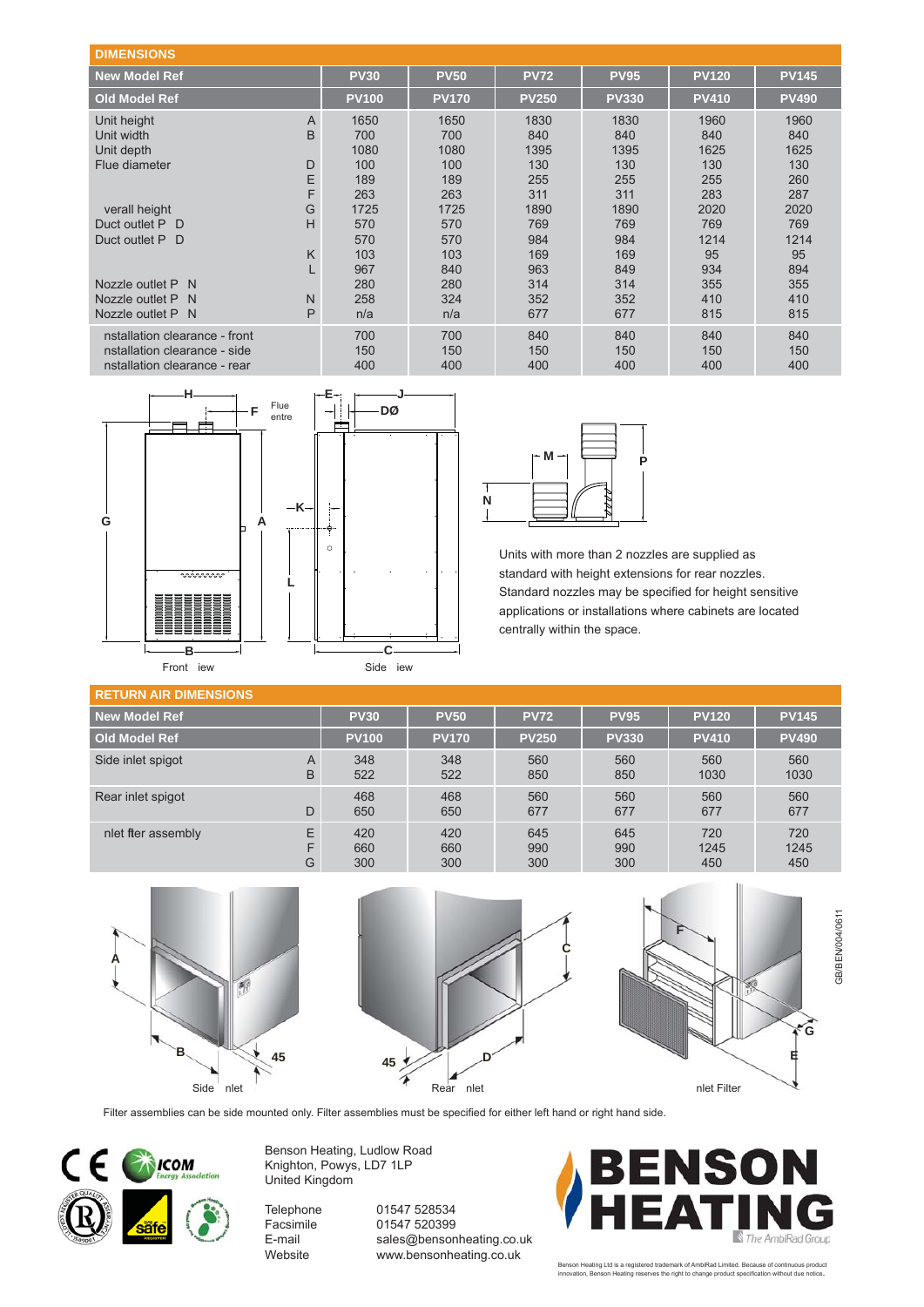## DIMENSIONS

| New Model Ref | | PV30 | PV50 | PV72 | PV95 | PV120 | PV145 |
|---|---|---|---|---|---|---|---|
| Old Model Ref | | PV100 | PV170 | PV250 | PV330 | PV410 | PV490 |
| Unit height | A | 1650 | 1650 | 1830 | 1830 | 1960 | 1960 |
| Unit width | B | 700 | 700 | 840 | 840 | 840 | 840 |
| Unit depth | | 1080 | 1080 | 1395 | 1395 | 1625 | 1625 |
| Flue diameter | D | 100 | 100 | 130 | 130 | 130 | 130 |
| | E | 189 | 189 | 255 | 255 | 255 | 260 |
| | F | 263 | 263 | 311 | 311 | 283 | 287 |
| verall height | G | 1725 | 1725 | 1890 | 1890 | 2020 | 2020 |
| Duct outlet P D | H | 570 | 570 | 769 | 769 | 769 | 769 |
| Duct outlet P D | | 570 | 570 | 984 | 984 | 1214 | 1214 |
| | K | 103 | 103 | 169 | 169 | 95 | 95 |
| | L | 967 | 840 | 963 | 849 | 934 | 894 |
| Nozzle outlet P N | | 280 | 280 | 314 | 314 | 355 | 355 |
| Nozzle outlet P N | N | 258 | 324 | 352 | 352 | 410 | 410 |
| Nozzle outlet P N | P | n/a | n/a | 677 | 677 | 815 | 815 |
| nstallation clearance - front | | 700 | 700 | 840 | 840 | 840 | 840 |
| nstallation clearance - side | | 150 | 150 | 150 | 150 | 150 | 150 |
| nstallation clearance - rear | | 400 | 400 | 400 | 400 | 400 | 400 |

H
F
Flue entre
E
J
DØ
G
A
K
L
B
C
Front iew
Side iew
M
P
N

Units with more than 2 nozzles are supplied as standard with height extensions for rear nozzles. Standard nozzles may be specified for height sensitive applications or installations where cabinets are located centrally within the space.

## RETURN AIR DIMENSIONS

| New Model Ref | | PV30 | PV50 | PV72 | PV95 | PV120 | PV145 |
|---|---|---|---|---|---|---|---|
| Old Model Ref | | PV100 | PV170 | PV250 | PV330 | PV410 | PV490 |
| Side inlet spigot | A | 348 | 348 | 560 | 560 | 560 | 560 |
| | B | 522 | 522 | 850 | 850 | 1030 | 1030 |
| Rear inlet spigot | | 468 | 468 | 560 | 560 | 560 | 560 |
| | D | 650 | 650 | 677 | 677 | 677 | 677 |
| nlet fter assembly | E | 420 | 420 | 645 | 645 | 720 | 720 |
| | F | 660 | 660 | 990 | 990 | 1245 | 1245 |
| | G | 300 | 300 | 300 | 300 | 450 | 450 |

A
B
45
Side nlet
C
45
D
Rear nlet
F
G
E
nlet Filter

GB/BEN/004/0611

Filter assemblies can be side mounted only. Filter assemblies must be specified for either left hand or right hand side.

Benson Heating, Ludlow Road
Knighton, Powys, LD7 1LP
United Kingdom

Telephone 01547 528534
Facsimile 01547 520399
E-mail sales@bensonheating.co.uk
Website www.bensonheating.co.uk

BENSON HEATING
The AmbiRad Group

Benson Heating Ltd is a registered trademark of AmbiRad Limited. Because of continuous product innovation, Benson Heating reserves the right to change product specification without due notice.